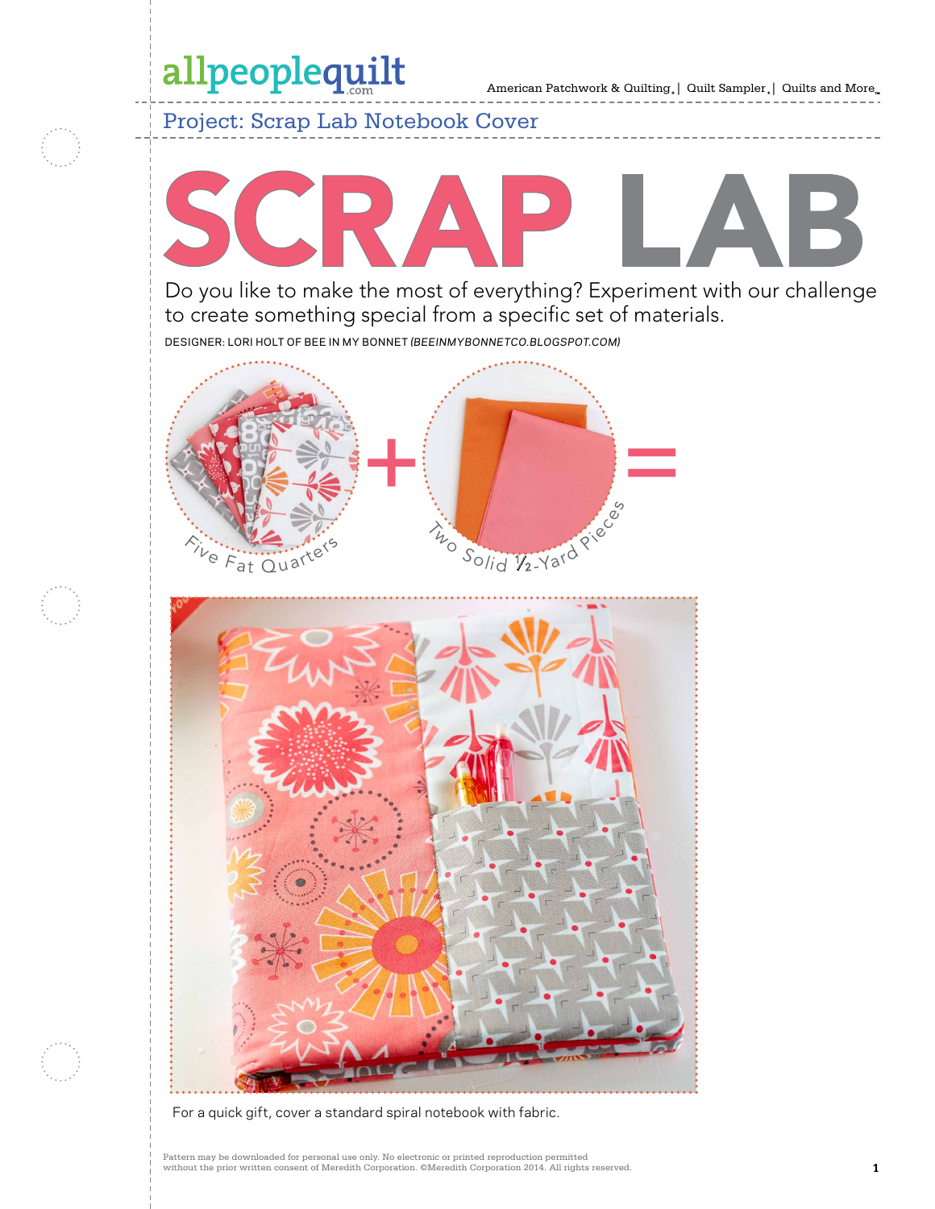Project: Scrap Lab Notebook Cover

# SCRAP LAB

Do you like to make the most of everything? Experiment with our challenge to create something special from a specific set of materials.

DESIGNER: LORI HOLT OF BEE IN MY BONNET *(BEEINMYBONNETCO.BLOGSPOT.COM)*

Five Fat Quarters + Two Solid ½-Yard Pieces =

For a quick gift, cover a standard spiral notebook with fabric.

Pattern may be downloaded for personal use only. No electronic or printed reproduction permitted without the prior written consent of Meredith Corporation. ©Meredith Corporation 2014. All rights reserved.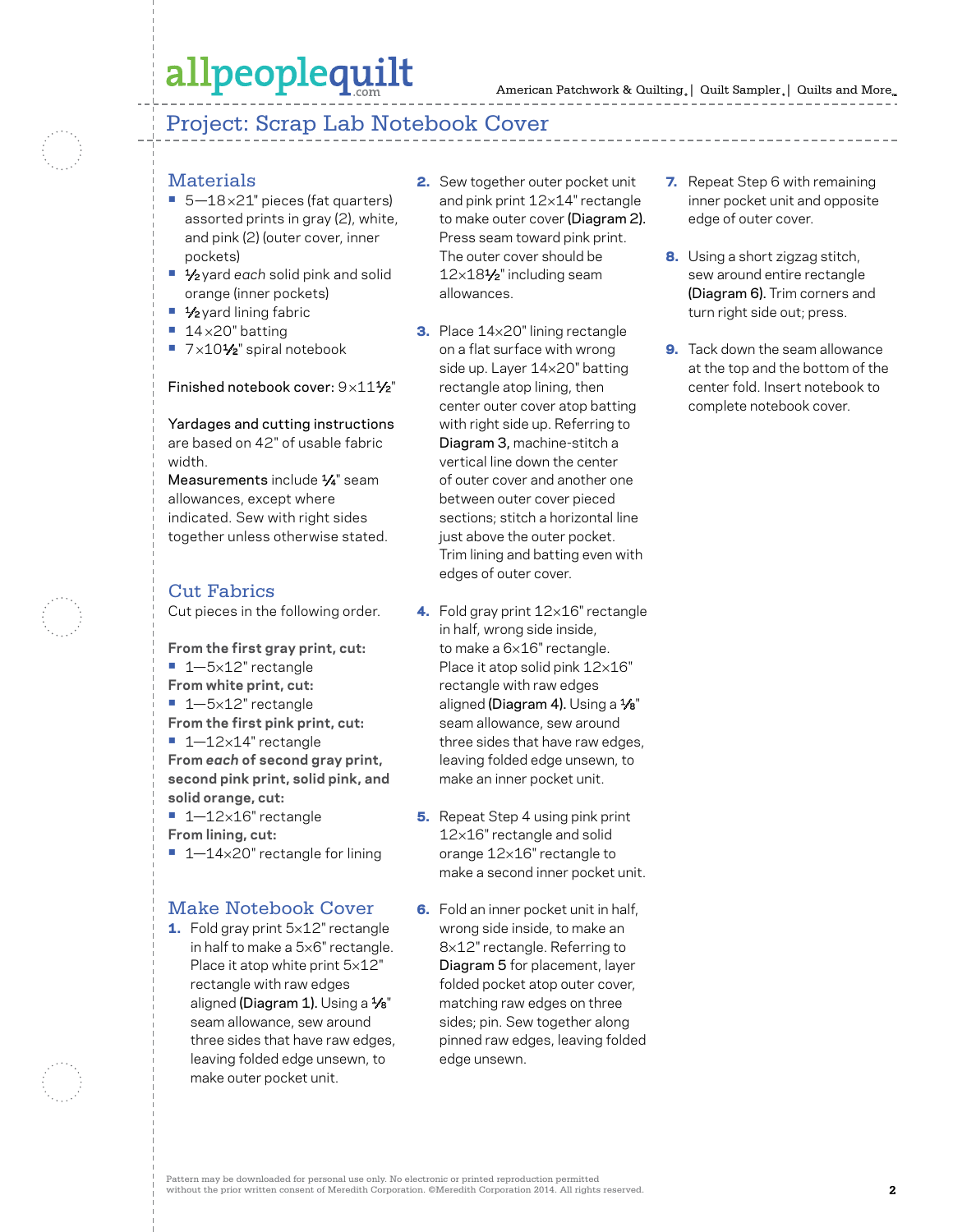# Project: Scrap Lab Notebook Cover

## Materials

- 5—18×21" pieces (fat quarters) assorted prints in gray (2), white, and pink (2) (outer cover, inner pockets)
- ½ yard *each* solid pink and solid orange (inner pockets)
- ½ yard lining fabric
- 14×20" batting
- 7×10½" spiral notebook

Finished notebook cover: 9×11½"

Yardages and cutting instructions are based on 42" of usable fabric width.

Measurements include ¼" seam allowances, except where indicated. Sew with right sides together unless otherwise stated.

## Cut Fabrics

Cut pieces in the following order.

**From the first gray print, cut:**
- 1—5×12" rectangle

**From white print, cut:**
- 1—5×12" rectangle

**From the first pink print, cut:**
- 1—12×14" rectangle

**From *each* of second gray print, second pink print, solid pink, and solid orange, cut:**
- 1—12×16" rectangle

**From lining, cut:**
- 1—14×20" rectangle for lining

## Make Notebook Cover

1. Fold gray print 5×12" rectangle in half to make a 5×6" rectangle. Place it atop white print 5×12" rectangle with raw edges aligned **(Diagram 1)**. Using a ⅛" seam allowance, sew around three sides that have raw edges, leaving folded edge unsewn, to make outer pocket unit.
2. Sew together outer pocket unit and pink print 12×14" rectangle to make outer cover **(Diagram 2)**. Press seam toward pink print. The outer cover should be 12×18½" including seam allowances.
3. Place 14×20" lining rectangle on a flat surface with wrong side up. Layer 14×20" batting rectangle atop lining, then center outer cover atop batting with right side up. Referring to **Diagram 3**, machine-stitch a vertical line down the center of outer cover and another one between outer cover pieced sections; stitch a horizontal line just above the outer pocket. Trim lining and batting even with edges of outer cover.
4. Fold gray print 12×16" rectangle in half, wrong side inside, to make a 6×16" rectangle. Place it atop solid pink 12×16" rectangle with raw edges aligned **(Diagram 4)**. Using a ⅛" seam allowance, sew around three sides that have raw edges, leaving folded edge unsewn, to make an inner pocket unit.
5. Repeat Step 4 using pink print 12×16" rectangle and solid orange 12×16" rectangle to make a second inner pocket unit.
6. Fold an inner pocket unit in half, wrong side inside, to make an 8×12" rectangle. Referring to **Diagram 5** for placement, layer folded pocket atop outer cover, matching raw edges on three sides; pin. Sew together along pinned raw edges, leaving folded edge unsewn.
7. Repeat Step 6 with remaining inner pocket unit and opposite edge of outer cover.
8. Using a short zigzag stitch, sew around entire rectangle **(Diagram 6)**. Trim corners and turn right side out; press.
9. Tack down the seam allowance at the top and the bottom of the center fold. Insert notebook to complete notebook cover.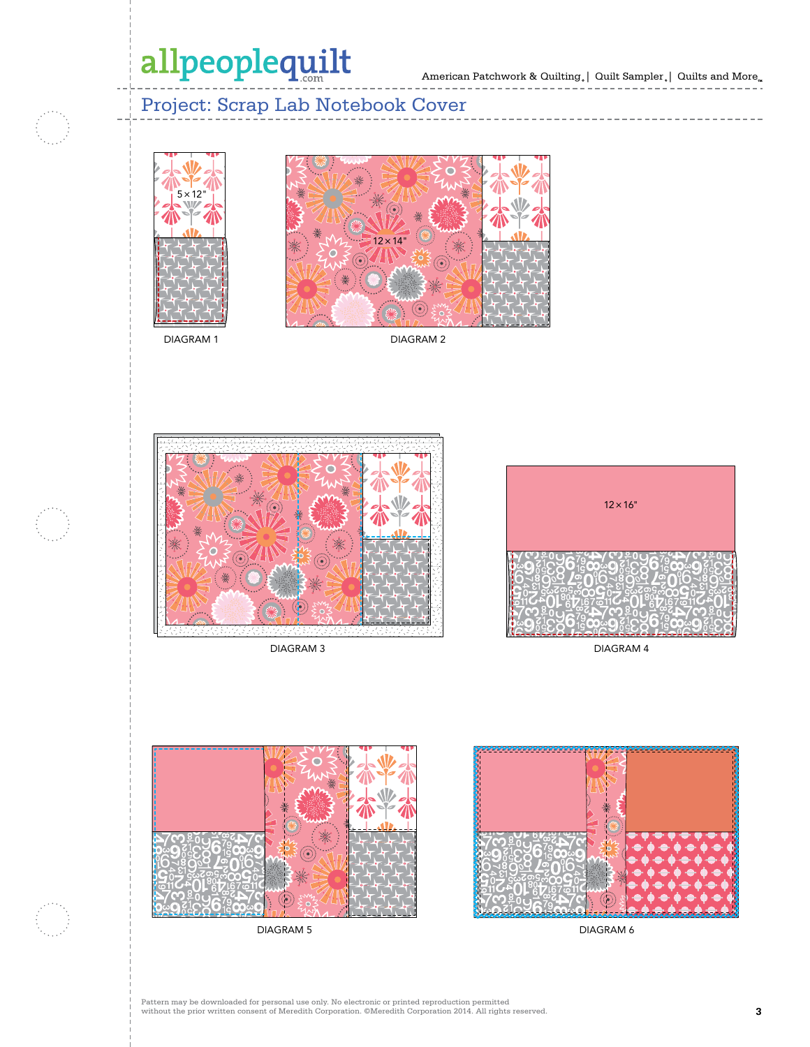## Project: Scrap Lab Notebook Cover

5×12"

DIAGRAM 1

12×14"

DIAGRAM 2

DIAGRAM 3

12×16"

DIAGRAM 4

DIAGRAM 5

DIAGRAM 6

Pattern may be downloaded for personal use only. No electronic or printed reproduction permitted without the prior written consent of Meredith Corporation. ©Meredith Corporation 2014. All rights reserved.